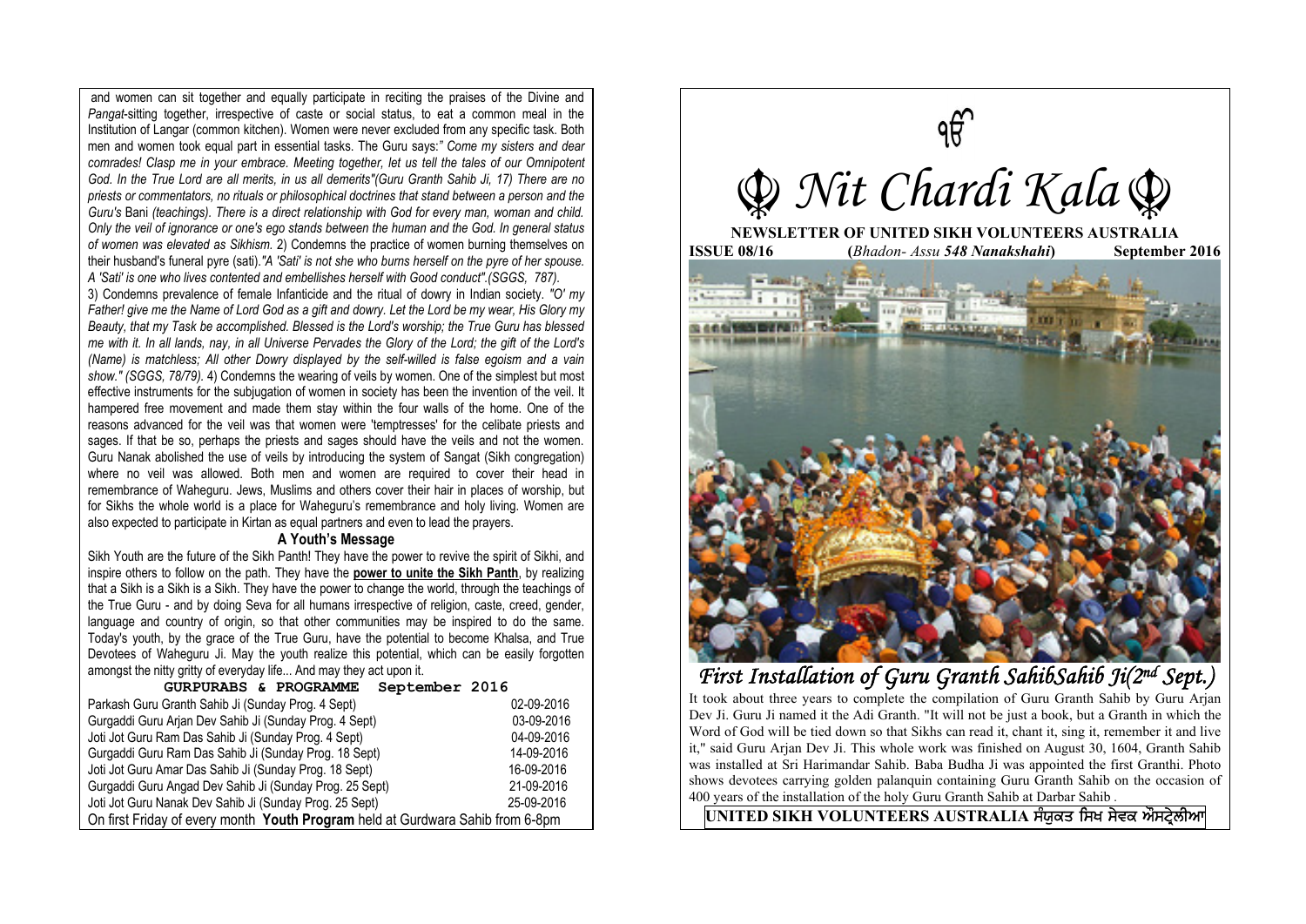and women can sit together and equally participate in reciting the praises of the Divine and *Pangat*-sitting together, irrespective of caste or social status, to eat a common meal in the Institution of Langar (common kitchen). Women were never excluded from any specific task. Both men and women took equal part in essential tasks. The Guru says:*" Come my sisters and dear comrades! Clasp me in your embrace. Meeting together, let us tell the tales of our Omnipotent God. In the True Lord are all merits, in us all demerits"(Guru Granth Sahib Ji, 17) There are no priests or commentators, no rituals or philosophical doctrines that stand between a person and the Guru's* Bani *(teachings). There is a direct relationship with God for every man, woman and child. Only the veil of ignorance or one's ego stands between the human and the God. In general status of women was elevated as Sikhism.* 2) Condemns the practice of women burning themselves on their husband's funeral pyre (sati).*"A 'Sati' is not she who burns herself on the pyre of her spouse. A 'Sati' is one who lives contented and embellishes herself with Good conduct".(SGGS, 787).*

3) Condemns prevalence of female Infanticide and the ritual of dowry in Indian society. *"O' my Father! give me the Name of Lord God as a gift and dowry. Let the Lord be my wear, His Glory my Beauty, that my Task be accomplished. Blessed is the Lord's worship; the True Guru has blessed me with it. In all lands, nay, in all Universe Pervades the Glory of the Lord; the gift of the Lord's (Name) is matchless; All other Dowry displayed by the self-willed is false egoism and a vain show." (SGGS, 78/79).* 4) Condemns the wearing of veils by women. One of the simplest but most effective instruments for the subjugation of women in society has been the invention of the veil. It hampered free movement and made them stay within the four walls of the home. One of the reasons advanced for the veil was that women were 'temptresses' for the celibate priests and sages. If that be so, perhaps the priests and sages should have the veils and not the women. Guru Nanak abolished the use of veils by introducing the system of Sangat (Sikh congregation) where no veil was allowed. Both men and women are required to cover their head in remembrance of Waheguru. Jews, Muslims and others cover their hair in places of worship, but for Sikhs the whole world is a place for Waheguru's remembrance and holy living. Women are also expected to participate in Kirtan as equal partners and even to lead the prayers.

### A Youth's Message

Sikh Youth are the future of the Sikh Panth! They have the power to revive the spirit of Sikhi, and inspire others to follow on the path. They have the **power to unite the Sikh Panth**, by realizing that a Sikh is a Sikh is a Sikh. They have the power to change the world, through the teachings of the True Guru - and by doing Seva for all humans irrespective of religion, caste, creed, gender, language and country of origin, so that other communities may be inspired to do the same. Today's youth, by the grace of the True Guru, have the potential to become Khalsa, and True Devotees of Waheguru Ji. May the youth realize this potential, which can be easily forgotten amongst the nitty gritty of everyday life... And may they act upon it.

**GURPURABS & PROGRAMME September 2016**

| | |
|---|---|
| Parkash Guru Granth Sahib Ji (Sunday Prog. 4 Sept) | 02-09-2016 |
| Gurgaddi Guru Arjan Dev Sahib Ji (Sunday Prog. 4 Sept) | 03-09-2016 |
| Joti Jot Guru Ram Das Sahib Ji (Sunday Prog. 4 Sept) | 04-09-2016 |
| Gurgaddi Guru Ram Das Sahib Ji (Sunday Prog. 18 Sept) | 14-09-2016 |
| Joti Jot Guru Amar Das Sahib Ji (Sunday Prog. 18 Sept) | 16-09-2016 |
| Gurgaddi Guru Angad Dev Sahib Ji (Sunday Prog. 25 Sept) | 21-09-2016 |
| Joti Jot Guru Nanak Dev Sahib Ji (Sunday Prog. 25 Sept) | 25-09-2016 |

On first Friday of every month **Youth Program** held at Gurdwara Sahib from 6-8pm

ੴ

# ☬ Nit Chardi Kala ☬

**NEWSLETTER OF UNITED SIKH VOLUNTEERS AUSTRALIA**

**ISSUE 08/16** **(*Bhadon- Assu 548 Nanakshahi*)** **September 2016**

## *First Installation of Guru Granth SahibSahib Ji(2nd Sept.)*

It took about three years to complete the compilation of Guru Granth Sahib by Guru Arjan Dev Ji. Guru Ji named it the Adi Granth. "It will not be just a book, but a Granth in which the Word of God will be tied down so that Sikhs can read it, chant it, sing it, remember it and live it," said Guru Arjan Dev Ji. This whole work was finished on August 30, 1604, Granth Sahib was installed at Sri Harimandar Sahib. Baba Budha Ji was appointed the first Granthi. Photo shows devotees carrying golden palanquin containing Guru Granth Sahib on the occasion of 400 years of the installation of the holy Guru Granth Sahib at Darbar Sahib .

**UNITED SIKH VOLUNTEERS AUSTRALIA ਸੰਯੁਕਤ ਸਿਖ ਸੇਵਕ ਔਸਟ੍ਰੇਲੀਆ**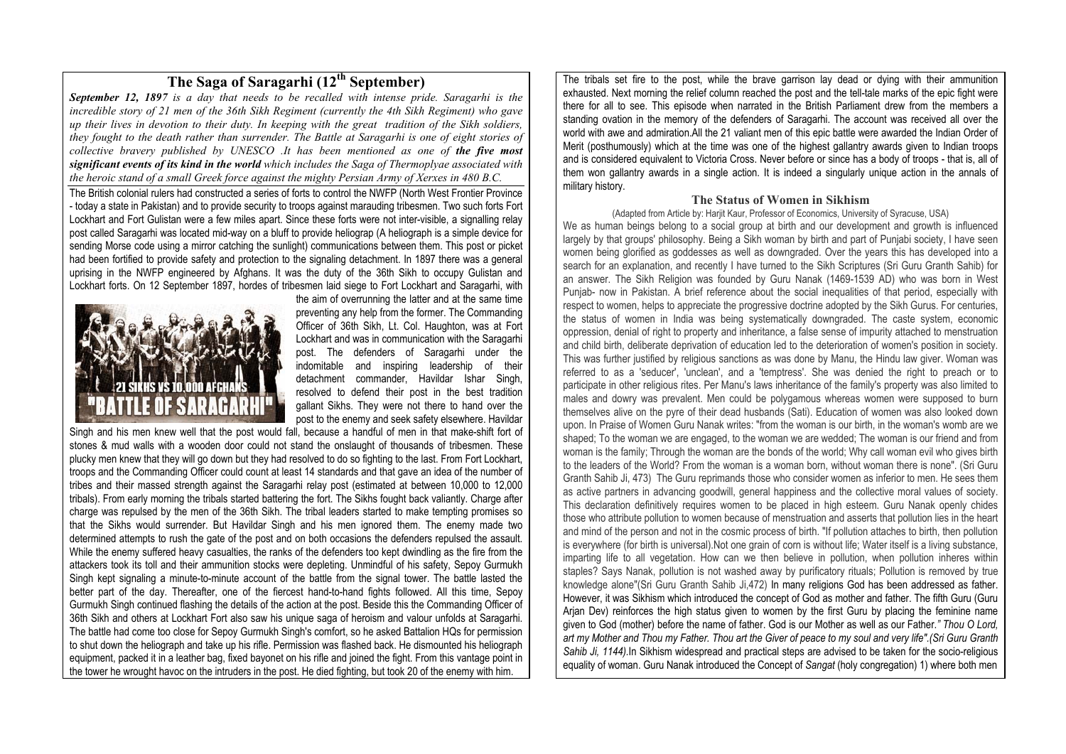# The Saga of Saragarhi (12th September)

***September 12, 1897** is a day that needs to be recalled with intense pride. Saragarhi is the incredible story of 21 men of the 36th Sikh Regiment (currently the 4th Sikh Regiment) who gave up their lives in devotion to their duty. In keeping with the great tradition of the Sikh soldiers, they fought to the death rather than surrender. The Battle at Saragarhi is one of eight stories of collective bravery published by UNESCO .It has been mentioned as one of **the five most significant events of its kind in the world** which includes the Saga of Thermopylae associated with the heroic stand of a small Greek force against the mighty Persian Army of Xerxes in 480 B.C.*

The British colonial rulers had constructed a series of forts to control the NWFP (North West Frontier Province - today a state in Pakistan) and to provide security to troops against marauding tribesmen. Two such forts Fort Lockhart and Fort Gulistan were a few miles apart. Since these forts were not inter-visible, a signalling relay post called Saragarhi was located mid-way on a bluff to provide heliograp (A heliograph is a simple device for sending Morse code using a mirror catching the sunlight) communications between them. This post or picket had been fortified to provide safety and protection to the signaling detachment. In 1897 there was a general uprising in the NWFP engineered by Afghans. It was the duty of the 36th Sikh to occupy Gulistan and Lockhart forts. On 12 September 1897, hordes of tribesmen laid siege to Fort Lockhart and Saragarhi, with the aim of overrunning the latter and at the same time preventing any help from the former. The Commanding Officer of 36th Sikh, Lt. Col. Haughton, was at Fort Lockhart and was in communication with the Saragarhi post. The defenders of Saragarhi under the indomitable and inspiring leadership of their detachment commander, Havildar Ishar Singh, resolved to defend their post in the best tradition gallant Sikhs. They were not there to hand over the post to the enemy and seek safety elsewhere. Havildar Singh and his men knew well that the post would fall, because a handful of men in that make-shift fort of stones & mud walls with a wooden door could not stand the onslaught of thousands of tribesmen. These plucky men knew that they will go down but they had resolved to do so fighting to the last. From Fort Lockhart, troops and the Commanding Officer could count at least 14 standards and that gave an idea of the number of tribes and their massed strength against the Saragarhi relay post (estimated at between 10,000 to 12,000 tribals). From early morning the tribals started battering the fort. The Sikhs fought back valiantly. Charge after charge was repulsed by the men of the 36th Sikh. The tribal leaders started to make tempting promises so that the Sikhs would surrender. But Havildar Singh and his men ignored them. The enemy made two determined attempts to rush the gate of the post and on both occasions the defenders repulsed the assault. While the enemy suffered heavy casualties, the ranks of the defenders too kept dwindling as the fire from the attackers took its toll and their ammunition stocks were depleting. Unmindful of his safety, Sepoy Gurmukh Singh kept signaling a minute-to-minute account of the battle from the signal tower. The battle lasted the better part of the day. Thereafter, one of the fiercest hand-to-hand fights followed. All this time, Sepoy Gurmukh Singh continued flashing the details of the action at the post. Beside this the Commanding Officer of 36th Sikh and others at Lockhart Fort also saw his unique saga of heroism and valour unfolds at Saragarhi. The battle had come too close for Sepoy Gurmukh Singh's comfort, so he asked Battalion HQs for permission to shut down the heliograph and take up his rifle. Permission was flashed back. He dismounted his heliograph equipment, packed it in a leather bag, fixed bayonet on his rifle and joined the fight. From this vantage point in the tower he wrought havoc on the intruders in the post. He died fighting, but took 20 of the enemy with him.

The tribals set fire to the post, while the brave garrison lay dead or dying with their ammunition exhausted. Next morning the relief column reached the post and the tell-tale marks of the epic fight were there for all to see. This episode when narrated in the British Parliament drew from the members a standing ovation in the memory of the defenders of Saragarhi. The account was received all over the world with awe and admiration.All the 21 valiant men of this epic battle were awarded the Indian Order of Merit (posthumously) which at the time was one of the highest gallantry awards given to Indian troops and is considered equivalent to Victoria Cross. Never before or since has a body of troops - that is, all of them won gallantry awards in a single action. It is indeed a singularly unique action in the annals of military history.

## The Status of Women in Sikhism

(Adapted from Article by: Harjit Kaur, Professor of Economics, University of Syracuse, USA)

We as human beings belong to a social group at birth and our development and growth is influenced largely by that groups' philosophy. Being a Sikh woman by birth and part of Punjabi society, I have seen women being glorified as goddesses as well as downgraded. Over the years this has developed into a search for an explanation, and recently I have turned to the Sikh Scriptures (Sri Guru Granth Sahib) for an answer. The Sikh Religion was founded by Guru Nanak (1469-1539 AD) who was born in West Punjab- now in Pakistan. A brief reference about the social inequalities of that period, especially with respect to women, helps to appreciate the progressive doctrine adopted by the Sikh Gurus. For centuries, the status of women in India was being systematically downgraded. The caste system, economic oppression, denial of right to property and inheritance, a false sense of impurity attached to menstruation and child birth, deliberate deprivation of education led to the deterioration of women's position in society. This was further justified by religious sanctions as was done by Manu, the Hindu law giver. Woman was referred to as a 'seducer', 'unclean', and a 'temptress'. She was denied the right to preach or to participate in other religious rites. Per Manu's laws inheritance of the family's property was also limited to males and dowry was prevalent. Men could be polygamous whereas women were supposed to burn themselves alive on the pyre of their dead husbands (Sati). Education of women was also looked down upon. In Praise of Women Guru Nanak writes: "from the woman is our birth, in the woman's womb are we shaped; To the woman we are engaged, to the woman we are wedded; The woman is our friend and from woman is the family; Through the woman are the bonds of the world; Why call woman evil who gives birth to the leaders of the World? From the woman is a woman born, without woman there is none". (Sri Guru Granth Sahib Ji, 473) The Guru reprimands those who consider women as inferior to men. He sees them as active partners in advancing goodwill, general happiness and the collective moral values of society. This declaration definitively requires women to be placed in high esteem. Guru Nanak openly chides those who attribute pollution to women because of menstruation and asserts that pollution lies in the heart and mind of the person and not in the cosmic process of birth. "If pollution attaches to birth, then pollution is everywhere (for birth is universal).Not one grain of corn is without life; Water itself is a living substance, imparting life to all vegetation. How can we then believe in pollution, when pollution inheres within staples? Says Nanak, pollution is not washed away by purificatory rituals; Pollution is removed by true knowledge alone"(Sri Guru Granth Sahib Ji,472) In many religions God has been addressed as father. However, it was Sikhism which introduced the concept of God as mother and father. The fifth Guru (Guru Arjan Dev) reinforces the high status given to women by the first Guru by placing the feminine name given to God (mother) before the name of father. God is our Mother as well as our Father.*" Thou O Lord, art my Mother and Thou my Father. Thou art the Giver of peace to my soul and very life".(Sri Guru Granth Sahib Ji, 1144).*In Sikhism widespread and practical steps are advised to be taken for the socio-religious equality of woman. Guru Nanak introduced the Concept of *Sangat* (holy congregation) 1) where both men